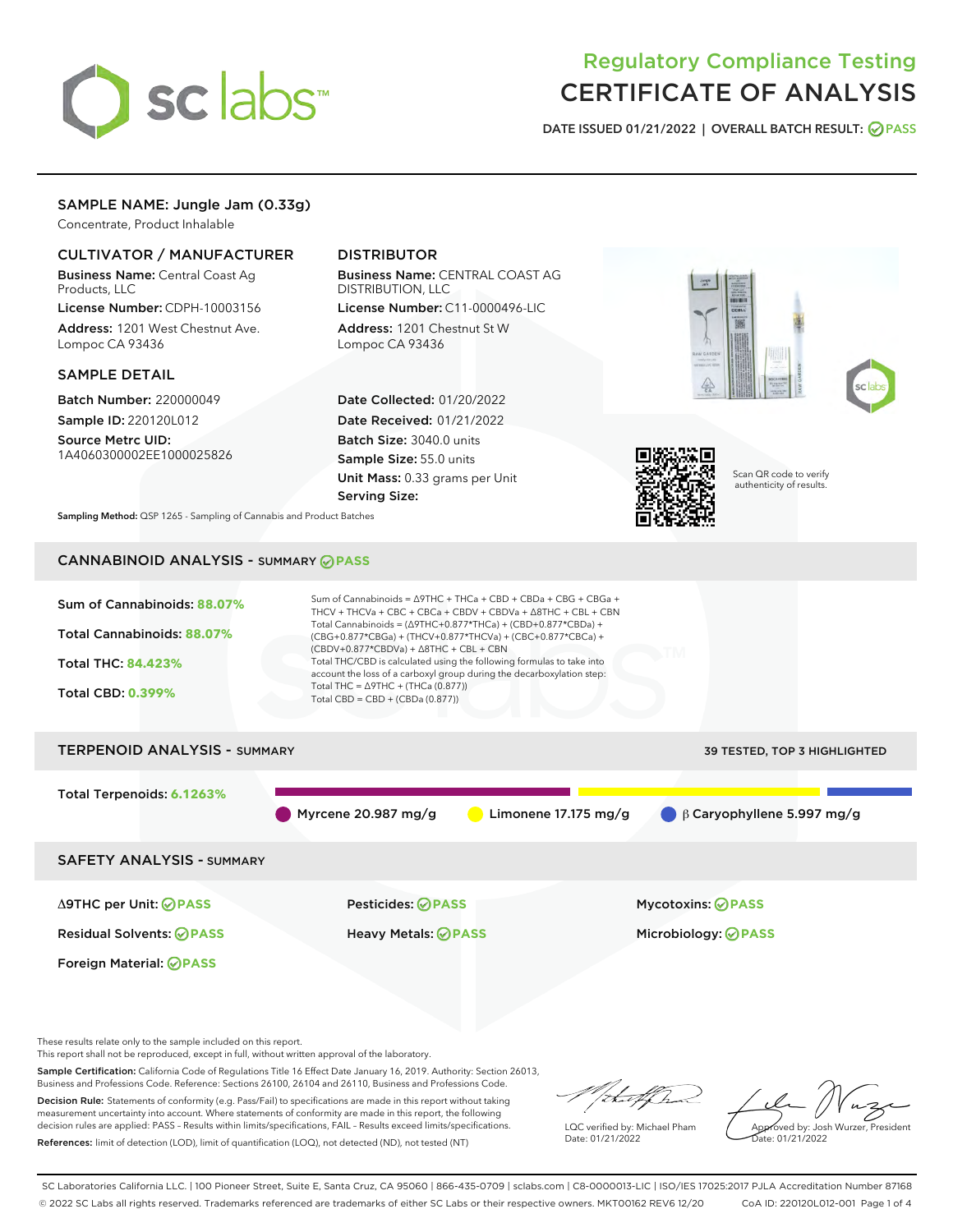# Regulatory Compliance Testing
# CERTIFICATE OF ANALYSIS

DATE ISSUED 01/21/2022 | OVERALL BATCH RESULT: PASS

## SAMPLE NAME: Jungle Jam (0.33g)

Concentrate, Product Inhalable

### CULTIVATOR / MANUFACTURER

**Business Name:** Central Coast Ag Products, LLC

**License Number:** CDPH-10003156

**Address:** 1201 West Chestnut Ave. Lompoc CA 93436

### DISTRIBUTOR

**Business Name:** CENTRAL COAST AG DISTRIBUTION, LLC

**License Number:** C11-0000496-LIC

**Address:** 1201 Chestnut St W Lompoc CA 93436

### SAMPLE DETAIL

**Batch Number:** 220000049

**Sample ID:** 220120L012

**Source Metrc UID:** 1A4060300002EE1000025826

**Date Collected:** 01/20/2022

**Date Received:** 01/21/2022

**Batch Size:** 3040.0 units

**Sample Size:** 55.0 units

**Unit Mass:** 0.33 grams per Unit

**Serving Size:**

Scan QR code to verify authenticity of results.

**Sampling Method:** QSP 1265 - Sampling of Cannabis and Product Batches

## CANNABINOID ANALYSIS - SUMMARY PASS

**Sum of Cannabinoids:** 88.07%

**Total Cannabinoids:** 88.07%

**Total THC:** 84.423%

**Total CBD:** 0.399%

Sum of Cannabinoids = Δ9THC + THCa + CBD + CBDa + CBG + CBGa + THCV + THCVa + CBC + CBCa + CBDV + CBDVa + Δ8THC + CBL + CBN

Total Cannabinoids = (Δ9THC+0.877*THCa) + (CBD+0.877*CBDa) + (CBG+0.877*CBGa) + (THCV+0.877*THCVa) + (CBC+0.877*CBCa) + (CBDV+0.877*CBDVa) + Δ8THC + CBL + CBN

Total THC/CBD is calculated using the following formulas to take into account the loss of a carboxyl group during the decarboxylation step:

Total THC = Δ9THC + (THCa (0.877))

Total CBD = CBD + (CBDa (0.877))

## TERPENOID ANALYSIS - SUMMARY

39 TESTED, TOP 3 HIGHLIGHTED

**Total Terpenoids:** 6.1263%

- Myrcene 20.987 mg/g
- Limonene 17.175 mg/g
- β Caryophyllene 5.997 mg/g

## SAFETY ANALYSIS - SUMMARY

| | | |
|---|---|---|
| Δ9THC per Unit: PASS | Pesticides: PASS | Mycotoxins: PASS |
| Residual Solvents: PASS | Heavy Metals: PASS | Microbiology: PASS |
| Foreign Material: PASS | | |

These results relate only to the sample included on this report.

This report shall not be reproduced, except in full, without written approval of the laboratory.

**Sample Certification:** California Code of Regulations Title 16 Effect Date January 16, 2019. Authority: Section 26013, Business and Professions Code. Reference: Sections 26100, 26104 and 26110, Business and Professions Code.

**Decision Rule:** Statements of conformity (e.g. Pass/Fail) to specifications are made in this report without taking measurement uncertainty into account. Where statements of conformity are made in this report, the following decision rules are applied: PASS – Results within limits/specifications, FAIL – Results exceed limits/specifications.

**References:** limit of detection (LOD), limit of quantification (LOQ), not detected (ND), not tested (NT)

LQC verified by: Michael Pham
Date: 01/21/2022

Approved by: Josh Wurzer, President
Date: 01/21/2022

SC Laboratories California LLC. | 100 Pioneer Street, Suite E, Santa Cruz, CA 95060 | 866-435-0709 | sclabs.com | C8-0000013-LIC | ISO/IES 17025:2017 PJLA Accreditation Number 87168
© 2022 SC Labs all rights reserved. Trademarks referenced are trademarks of either SC Labs or their respective owners. MKT00162 REV6 12/20 CoA ID: 220120L012-001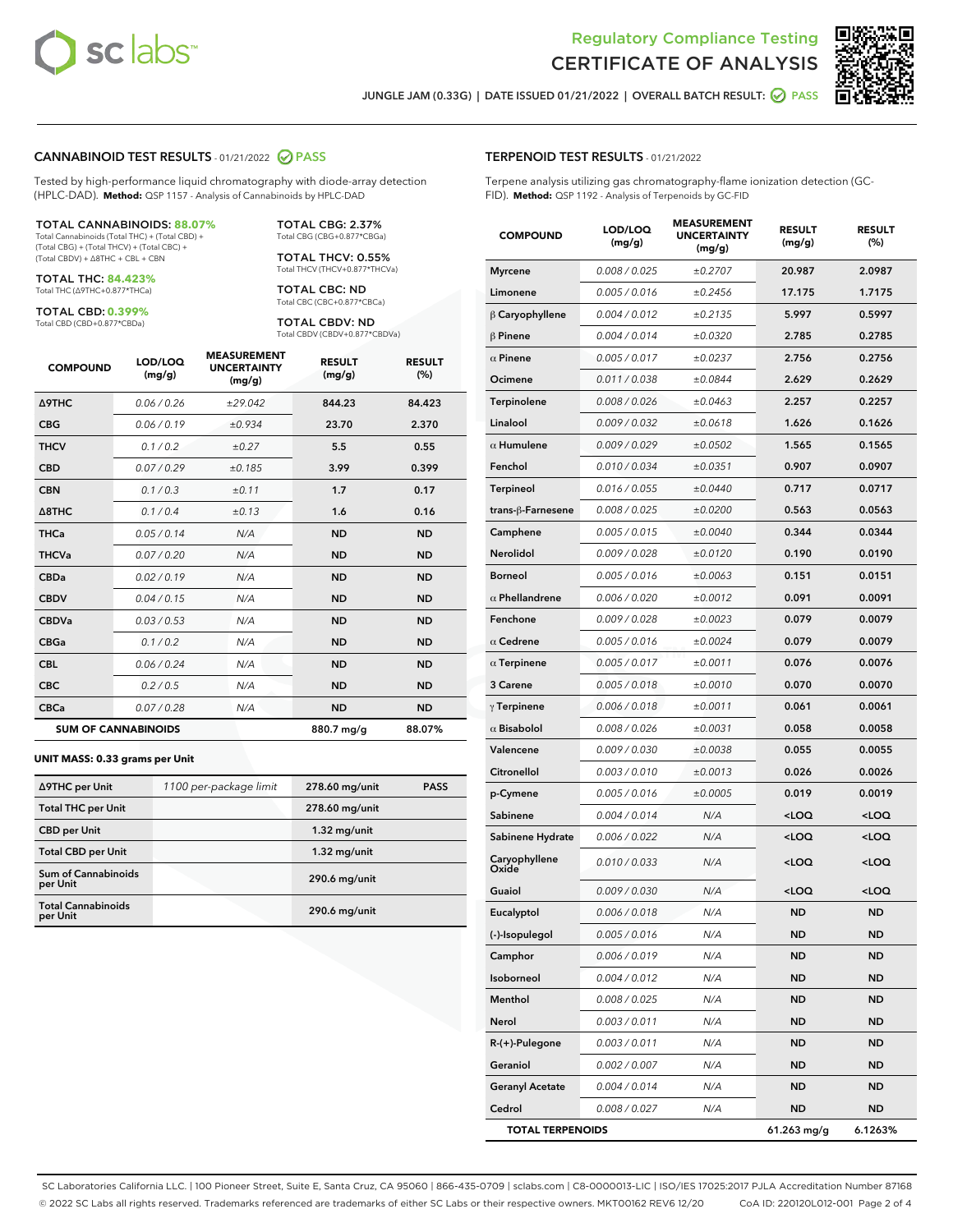Regulatory Compliance Testing
# CERTIFICATE OF ANALYSIS

JUNGLE JAM (0.33G) | DATE ISSUED 01/21/2022 | OVERALL BATCH RESULT: PASS

## CANNABINOID TEST RESULTS - 01/21/2022 PASS

Tested by high-performance liquid chromatography with diode-array detection (HPLC-DAD). **Method:** QSP 1157 - Analysis of Cannabinoids by HPLC-DAD

**TOTAL CANNABINOIDS: 88.07%**
Total Cannabinoids (Total THC) + (Total CBD) + (Total CBG) + (Total THCV) + (Total CBC) + (Total CBDV) + Δ8THC + CBL + CBN

**TOTAL THC: 84.423%**
Total THC (Δ9THC+0.877*THCa)

**TOTAL CBD: 0.399%**
Total CBD (CBD+0.877*CBDa)

**TOTAL CBG: 2.37%**
Total CBG (CBG+0.877*CBGa)

**TOTAL THCV: 0.55%**
Total THCV (THCV+0.877*THCVa)

**TOTAL CBC: ND**
Total CBC (CBC+0.877*CBCa)

**TOTAL CBDV: ND**
Total CBDV (CBDV+0.877*CBDVa)

| COMPOUND | LOD/LOQ (mg/g) | MEASUREMENT UNCERTAINTY (mg/g) | RESULT (mg/g) | RESULT (%) |
|---|---|---|---|---|
| Δ9THC | 0.06 / 0.26 | ±29.042 | 844.23 | 84.423 |
| CBG | 0.06 / 0.19 | ±0.934 | 23.70 | 2.370 |
| THCV | 0.1 / 0.2 | ±0.27 | 5.5 | 0.55 |
| CBD | 0.07 / 0.29 | ±0.185 | 3.99 | 0.399 |
| CBN | 0.1 / 0.3 | ±0.11 | 1.7 | 0.17 |
| Δ8THC | 0.1 / 0.4 | ±0.13 | 1.6 | 0.16 |
| THCa | 0.05 / 0.14 | N/A | ND | ND |
| THCVa | 0.07 / 0.20 | N/A | ND | ND |
| CBDa | 0.02 / 0.19 | N/A | ND | ND |
| CBDV | 0.04 / 0.15 | N/A | ND | ND |
| CBDVa | 0.03 / 0.53 | N/A | ND | ND |
| CBGa | 0.1 / 0.2 | N/A | ND | ND |
| CBL | 0.06 / 0.24 | N/A | ND | ND |
| CBC | 0.2 / 0.5 | N/A | ND | ND |
| CBCa | 0.07 / 0.28 | N/A | ND | ND |
| **SUM OF CANNABINOIDS** | | | 880.7 mg/g | 88.07% |

**UNIT MASS: 0.33 grams per Unit**

| | | | |
|---|---|---|---|
| Δ9THC per Unit | 1100 per-package limit | 278.60 mg/unit | PASS |
| Total THC per Unit | | 278.60 mg/unit | |
| CBD per Unit | | 1.32 mg/unit | |
| Total CBD per Unit | | 1.32 mg/unit | |
| Sum of Cannabinoids per Unit | | 290.6 mg/unit | |
| Total Cannabinoids per Unit | | 290.6 mg/unit | |

## TERPENOID TEST RESULTS - 01/21/2022

Terpene analysis utilizing gas chromatography-flame ionization detection (GC-FID). **Method:** QSP 1192 - Analysis of Terpenoids by GC-FID

| COMPOUND | LOD/LOQ (mg/g) | MEASUREMENT UNCERTAINTY (mg/g) | RESULT (mg/g) | RESULT (%) |
|---|---|---|---|---|
| Myrcene | 0.008 / 0.025 | ±0.2707 | 20.987 | 2.0987 |
| Limonene | 0.005 / 0.016 | ±0.2456 | 17.175 | 1.7175 |
| β Caryophyllene | 0.004 / 0.012 | ±0.2135 | 5.997 | 0.5997 |
| β Pinene | 0.004 / 0.014 | ±0.0320 | 2.785 | 0.2785 |
| α Pinene | 0.005 / 0.017 | ±0.0237 | 2.756 | 0.2756 |
| Ocimene | 0.011 / 0.038 | ±0.0844 | 2.629 | 0.2629 |
| Terpinolene | 0.008 / 0.026 | ±0.0463 | 2.257 | 0.2257 |
| Linalool | 0.009 / 0.032 | ±0.0618 | 1.626 | 0.1626 |
| α Humulene | 0.009 / 0.029 | ±0.0502 | 1.565 | 0.1565 |
| Fenchol | 0.010 / 0.034 | ±0.0351 | 0.907 | 0.0907 |
| Terpineol | 0.016 / 0.055 | ±0.0440 | 0.717 | 0.0717 |
| trans-β-Farnesene | 0.008 / 0.025 | ±0.0200 | 0.563 | 0.0563 |
| Camphene | 0.005 / 0.015 | ±0.0040 | 0.344 | 0.0344 |
| Nerolidol | 0.009 / 0.028 | ±0.0120 | 0.190 | 0.0190 |
| Borneol | 0.005 / 0.016 | ±0.0063 | 0.151 | 0.0151 |
| α Phellandrene | 0.006 / 0.020 | ±0.0012 | 0.091 | 0.0091 |
| Fenchone | 0.009 / 0.028 | ±0.0023 | 0.079 | 0.0079 |
| α Cedrene | 0.005 / 0.016 | ±0.0024 | 0.079 | 0.0079 |
| α Terpinene | 0.005 / 0.017 | ±0.0011 | 0.076 | 0.0076 |
| 3 Carene | 0.005 / 0.018 | ±0.0010 | 0.070 | 0.0070 |
| γ Terpinene | 0.006 / 0.018 | ±0.0011 | 0.061 | 0.0061 |
| α Bisabolol | 0.008 / 0.026 | ±0.0031 | 0.058 | 0.0058 |
| Valencene | 0.009 / 0.030 | ±0.0038 | 0.055 | 0.0055 |
| Citronellol | 0.003 / 0.010 | ±0.0013 | 0.026 | 0.0026 |
| p-Cymene | 0.005 / 0.016 | ±0.0005 | 0.019 | 0.0019 |
| Sabinene | 0.004 / 0.014 | N/A | <LOQ | <LOQ |
| Sabinene Hydrate | 0.006 / 0.022 | N/A | <LOQ | <LOQ |
| Caryophyllene Oxide | 0.010 / 0.033 | N/A | <LOQ | <LOQ |
| Guaiol | 0.009 / 0.030 | N/A | <LOQ | <LOQ |
| Eucalyptol | 0.006 / 0.018 | N/A | ND | ND |
| (-)-Isopulegol | 0.005 / 0.016 | N/A | ND | ND |
| Camphor | 0.006 / 0.019 | N/A | ND | ND |
| Isoborneol | 0.004 / 0.012 | N/A | ND | ND |
| Menthol | 0.008 / 0.025 | N/A | ND | ND |
| Nerol | 0.003 / 0.011 | N/A | ND | ND |
| R-(+)-Pulegone | 0.003 / 0.011 | N/A | ND | ND |
| Geraniol | 0.002 / 0.007 | N/A | ND | ND |
| Geranyl Acetate | 0.004 / 0.014 | N/A | ND | ND |
| Cedrol | 0.008 / 0.027 | N/A | ND | ND |
| **TOTAL TERPENOIDS** | | | 61.263 mg/g | 6.1263% |

SC Laboratories California LLC. | 100 Pioneer Street, Suite E, Santa Cruz, CA 95060 | 866-435-0709 | sclabs.com | C8-0000013-LIC | ISO/IES 17025:2017 PJLA Accreditation Number 87168
© 2022 SC Labs all rights reserved. Trademarks referenced are trademarks of either SC Labs or their respective owners. MKT00162 REV6 12/20 CoA ID: 220120L012-001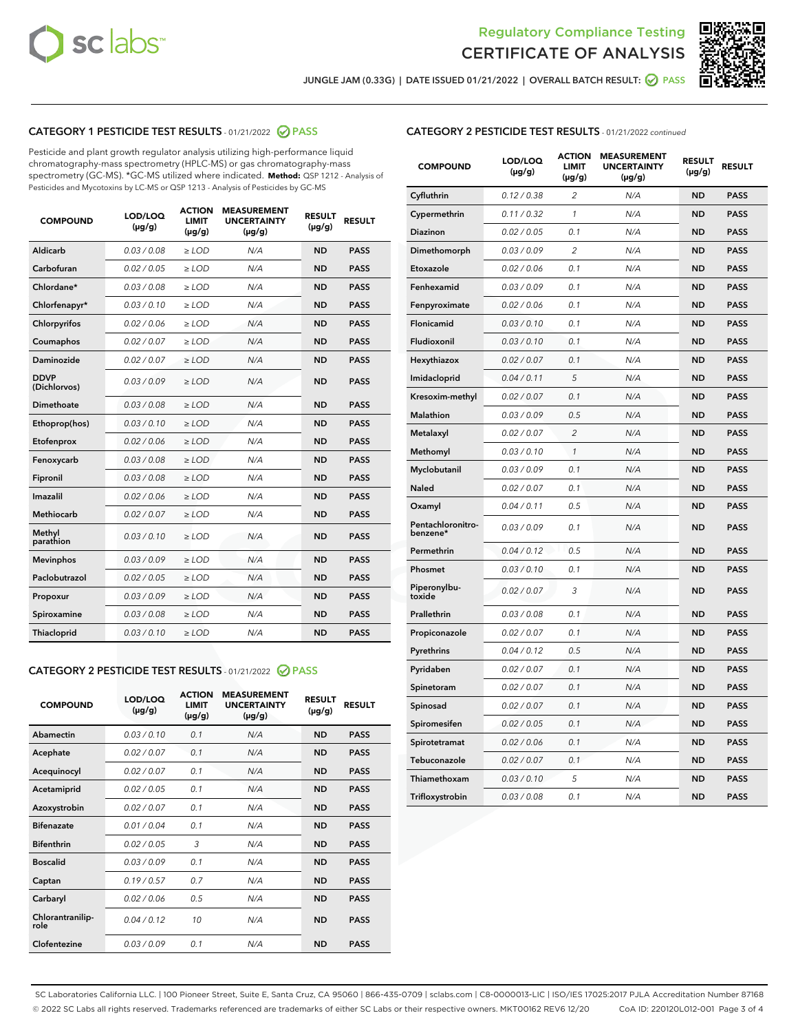Regulatory Compliance Testing
CERTIFICATE OF ANALYSIS

JUNGLE JAM (0.33G) | DATE ISSUED 01/21/2022 | OVERALL BATCH RESULT: PASS

## CATEGORY 1 PESTICIDE TEST RESULTS - 01/21/2022 PASS

Pesticide and plant growth regulator analysis utilizing high-performance liquid chromatography-mass spectrometry (HPLC-MS) or gas chromatography-mass spectrometry (GC-MS). *GC-MS utilized where indicated. **Method:** QSP 1212 - Analysis of Pesticides and Mycotoxins by LC-MS or QSP 1213 - Analysis of Pesticides by GC-MS

| COMPOUND | LOD/LOQ (µg/g) | ACTION LIMIT (µg/g) | MEASUREMENT UNCERTAINTY (µg/g) | RESULT (µg/g) | RESULT |
|---|---|---|---|---|---|
| Aldicarb | 0.03 / 0.08 | ≥ LOD | N/A | ND | PASS |
| Carbofuran | 0.02 / 0.05 | ≥ LOD | N/A | ND | PASS |
| Chlordane* | 0.03 / 0.08 | ≥ LOD | N/A | ND | PASS |
| Chlorfenapyr* | 0.03 / 0.10 | ≥ LOD | N/A | ND | PASS |
| Chlorpyrifos | 0.02 / 0.06 | ≥ LOD | N/A | ND | PASS |
| Coumaphos | 0.02 / 0.07 | ≥ LOD | N/A | ND | PASS |
| Daminozide | 0.02 / 0.07 | ≥ LOD | N/A | ND | PASS |
| DDVP (Dichlorvos) | 0.03 / 0.09 | ≥ LOD | N/A | ND | PASS |
| Dimethoate | 0.03 / 0.08 | ≥ LOD | N/A | ND | PASS |
| Ethoprop(hos) | 0.03 / 0.10 | ≥ LOD | N/A | ND | PASS |
| Etofenprox | 0.02 / 0.06 | ≥ LOD | N/A | ND | PASS |
| Fenoxycarb | 0.03 / 0.08 | ≥ LOD | N/A | ND | PASS |
| Fipronil | 0.03 / 0.08 | ≥ LOD | N/A | ND | PASS |
| Imazalil | 0.02 / 0.06 | ≥ LOD | N/A | ND | PASS |
| Methiocarb | 0.02 / 0.07 | ≥ LOD | N/A | ND | PASS |
| Methyl parathion | 0.03 / 0.10 | ≥ LOD | N/A | ND | PASS |
| Mevinphos | 0.03 / 0.09 | ≥ LOD | N/A | ND | PASS |
| Paclobutrazol | 0.02 / 0.05 | ≥ LOD | N/A | ND | PASS |
| Propoxur | 0.03 / 0.09 | ≥ LOD | N/A | ND | PASS |
| Spiroxamine | 0.03 / 0.08 | ≥ LOD | N/A | ND | PASS |
| Thiacloprid | 0.03 / 0.10 | ≥ LOD | N/A | ND | PASS |

## CATEGORY 2 PESTICIDE TEST RESULTS - 01/21/2022 PASS

| COMPOUND | LOD/LOQ (µg/g) | ACTION LIMIT (µg/g) | MEASUREMENT UNCERTAINTY (µg/g) | RESULT (µg/g) | RESULT |
|---|---|---|---|---|---|
| Abamectin | 0.03 / 0.10 | 0.1 | N/A | ND | PASS |
| Acephate | 0.02 / 0.07 | 0.1 | N/A | ND | PASS |
| Acequinocyl | 0.02 / 0.07 | 0.1 | N/A | ND | PASS |
| Acetamiprid | 0.02 / 0.05 | 0.1 | N/A | ND | PASS |
| Azoxystrobin | 0.02 / 0.07 | 0.1 | N/A | ND | PASS |
| Bifenazate | 0.01 / 0.04 | 0.1 | N/A | ND | PASS |
| Bifenthrin | 0.02 / 0.05 | 3 | N/A | ND | PASS |
| Boscalid | 0.03 / 0.09 | 0.1 | N/A | ND | PASS |
| Captan | 0.19 / 0.57 | 0.7 | N/A | ND | PASS |
| Carbaryl | 0.02 / 0.06 | 0.5 | N/A | ND | PASS |
| Chlorantraniliprole | 0.04 / 0.12 | 10 | N/A | ND | PASS |
| Clofentezine | 0.03 / 0.09 | 0.1 | N/A | ND | PASS |
| Cyfluthrin | 0.12 / 0.38 | 2 | N/A | ND | PASS |
| Cypermethrin | 0.11 / 0.32 | 1 | N/A | ND | PASS |
| Diazinon | 0.02 / 0.05 | 0.1 | N/A | ND | PASS |
| Dimethomorph | 0.03 / 0.09 | 2 | N/A | ND | PASS |
| Etoxazole | 0.02 / 0.06 | 0.1 | N/A | ND | PASS |
| Fenhexamid | 0.03 / 0.09 | 0.1 | N/A | ND | PASS |
| Fenpyroximate | 0.02 / 0.06 | 0.1 | N/A | ND | PASS |
| Flonicamid | 0.03 / 0.10 | 0.1 | N/A | ND | PASS |
| Fludioxonil | 0.03 / 0.10 | 0.1 | N/A | ND | PASS |
| Hexythiazox | 0.02 / 0.07 | 0.1 | N/A | ND | PASS |
| Imidacloprid | 0.04 / 0.11 | 5 | N/A | ND | PASS |
| Kresoxim-methyl | 0.02 / 0.07 | 0.1 | N/A | ND | PASS |
| Malathion | 0.03 / 0.09 | 0.5 | N/A | ND | PASS |
| Metalaxyl | 0.02 / 0.07 | 2 | N/A | ND | PASS |
| Methomyl | 0.03 / 0.10 | 1 | N/A | ND | PASS |
| Myclobutanil | 0.03 / 0.09 | 0.1 | N/A | ND | PASS |
| Naled | 0.02 / 0.07 | 0.1 | N/A | ND | PASS |
| Oxamyl | 0.04 / 0.11 | 0.5 | N/A | ND | PASS |
| Pentachloronitrobenzene* | 0.03 / 0.09 | 0.1 | N/A | ND | PASS |
| Permethrin | 0.04 / 0.12 | 0.5 | N/A | ND | PASS |
| Phosmet | 0.03 / 0.10 | 0.1 | N/A | ND | PASS |
| Piperonylbutoxide | 0.02 / 0.07 | 3 | N/A | ND | PASS |
| Prallethrin | 0.03 / 0.08 | 0.1 | N/A | ND | PASS |
| Propiconazole | 0.02 / 0.07 | 0.1 | N/A | ND | PASS |
| Pyrethrins | 0.04 / 0.12 | 0.5 | N/A | ND | PASS |
| Pyridaben | 0.02 / 0.07 | 0.1 | N/A | ND | PASS |
| Spinetoram | 0.02 / 0.07 | 0.1 | N/A | ND | PASS |
| Spinosad | 0.02 / 0.07 | 0.1 | N/A | ND | PASS |
| Spiromesifen | 0.02 / 0.05 | 0.1 | N/A | ND | PASS |
| Spirotetramat | 0.02 / 0.06 | 0.1 | N/A | ND | PASS |
| Tebuconazole | 0.02 / 0.07 | 0.1 | N/A | ND | PASS |
| Thiamethoxam | 0.03 / 0.10 | 5 | N/A | ND | PASS |
| Trifloxystrobin | 0.03 / 0.08 | 0.1 | N/A | ND | PASS |

SC Laboratories California LLC. | 100 Pioneer Street, Suite E, Santa Cruz, CA 95060 | 866-435-0709 | sclabs.com | C8-0000013-LIC | ISO/IES 17025:2017 PJLA Accreditation Number 87168
© 2022 SC Labs all rights reserved. Trademarks referenced are trademarks of either SC Labs or their respective owners. MKT00162 REV6 12/20 CoA ID: 220120L012-001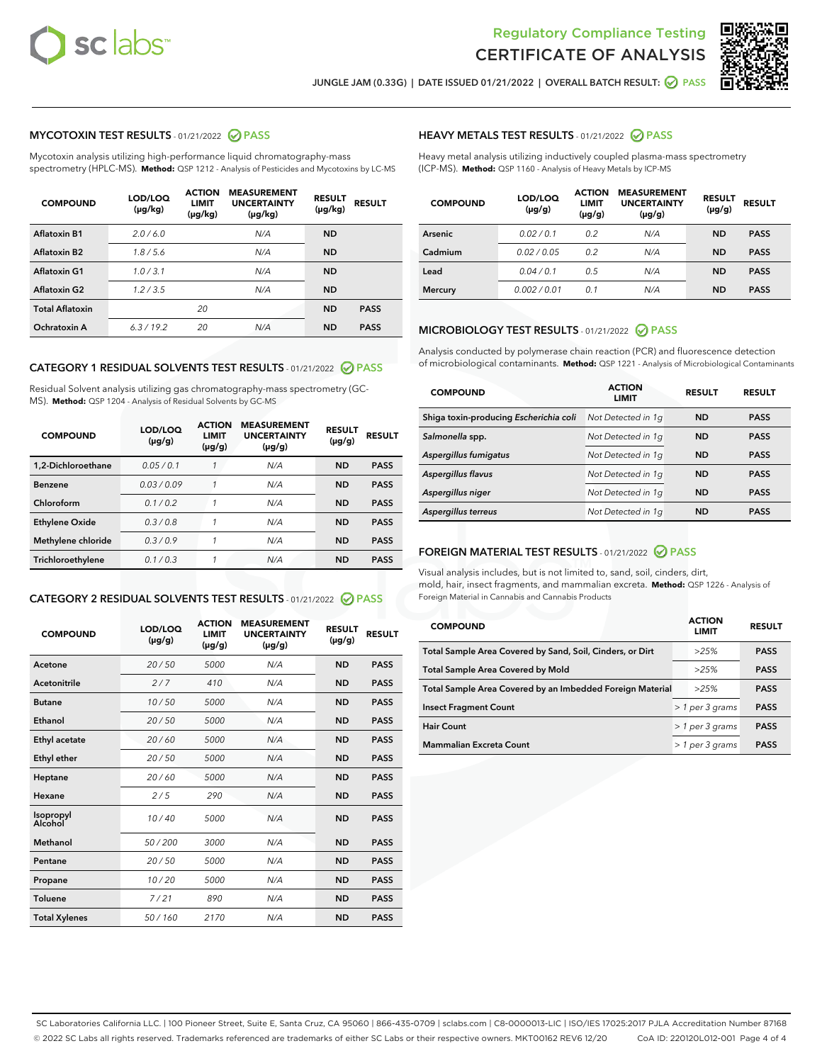Regulatory Compliance Testing
CERTIFICATE OF ANALYSIS

JUNGLE JAM (0.33G) | DATE ISSUED 01/21/2022 | OVERALL BATCH RESULT: PASS

## MYCOTOXIN TEST RESULTS - 01/21/2022 PASS

Mycotoxin analysis utilizing high-performance liquid chromatography-mass spectrometry (HPLC-MS). **Method:** QSP 1212 - Analysis of Pesticides and Mycotoxins by LC-MS

| COMPOUND | LOD/LOQ (µg/kg) | ACTION LIMIT (µg/kg) | MEASUREMENT UNCERTAINTY (µg/kg) | RESULT (µg/kg) | RESULT |
|---|---|---|---|---|---|
| Aflatoxin B1 | 2.0 / 6.0 | | N/A | ND | |
| Aflatoxin B2 | 1.8 / 5.6 | | N/A | ND | |
| Aflatoxin G1 | 1.0 / 3.1 | | N/A | ND | |
| Aflatoxin G2 | 1.2 / 3.5 | | N/A | ND | |
| Total Aflatoxin | | 20 | | ND | PASS |
| Ochratoxin A | 6.3 / 19.2 | 20 | N/A | ND | PASS |

## CATEGORY 1 RESIDUAL SOLVENTS TEST RESULTS - 01/21/2022 PASS

Residual Solvent analysis utilizing gas chromatography-mass spectrometry (GC-MS). **Method:** QSP 1204 - Analysis of Residual Solvents by GC-MS

| COMPOUND | LOD/LOQ (µg/g) | ACTION LIMIT (µg/g) | MEASUREMENT UNCERTAINTY (µg/g) | RESULT (µg/g) | RESULT |
|---|---|---|---|---|---|
| 1,2-Dichloroethane | 0.05 / 0.1 | 1 | N/A | ND | PASS |
| Benzene | 0.03 / 0.09 | 1 | N/A | ND | PASS |
| Chloroform | 0.1 / 0.2 | 1 | N/A | ND | PASS |
| Ethylene Oxide | 0.3 / 0.8 | 1 | N/A | ND | PASS |
| Methylene chloride | 0.3 / 0.9 | 1 | N/A | ND | PASS |
| Trichloroethylene | 0.1 / 0.3 | 1 | N/A | ND | PASS |

## CATEGORY 2 RESIDUAL SOLVENTS TEST RESULTS - 01/21/2022 PASS

| COMPOUND | LOD/LOQ (µg/g) | ACTION LIMIT (µg/g) | MEASUREMENT UNCERTAINTY (µg/g) | RESULT (µg/g) | RESULT |
|---|---|---|---|---|---|
| Acetone | 20 / 50 | 5000 | N/A | ND | PASS |
| Acetonitrile | 2 / 7 | 410 | N/A | ND | PASS |
| Butane | 10 / 50 | 5000 | N/A | ND | PASS |
| Ethanol | 20 / 50 | 5000 | N/A | ND | PASS |
| Ethyl acetate | 20 / 60 | 5000 | N/A | ND | PASS |
| Ethyl ether | 20 / 50 | 5000 | N/A | ND | PASS |
| Heptane | 20 / 60 | 5000 | N/A | ND | PASS |
| Hexane | 2 / 5 | 290 | N/A | ND | PASS |
| Isopropyl Alcohol | 10 / 40 | 5000 | N/A | ND | PASS |
| Methanol | 50 / 200 | 3000 | N/A | ND | PASS |
| Pentane | 20 / 50 | 5000 | N/A | ND | PASS |
| Propane | 10 / 20 | 5000 | N/A | ND | PASS |
| Toluene | 7 / 21 | 890 | N/A | ND | PASS |
| Total Xylenes | 50 / 160 | 2170 | N/A | ND | PASS |

## HEAVY METALS TEST RESULTS - 01/21/2022 PASS

Heavy metal analysis utilizing inductively coupled plasma-mass spectrometry (ICP-MS). **Method:** QSP 1160 - Analysis of Heavy Metals by ICP-MS

| COMPOUND | LOD/LOQ (µg/g) | ACTION LIMIT (µg/g) | MEASUREMENT UNCERTAINTY (µg/g) | RESULT (µg/g) | RESULT |
|---|---|---|---|---|---|
| Arsenic | 0.02 / 0.1 | 0.2 | N/A | ND | PASS |
| Cadmium | 0.02 / 0.05 | 0.2 | N/A | ND | PASS |
| Lead | 0.04 / 0.1 | 0.5 | N/A | ND | PASS |
| Mercury | 0.002 / 0.01 | 0.1 | N/A | ND | PASS |

## MICROBIOLOGY TEST RESULTS - 01/21/2022 PASS

Analysis conducted by polymerase chain reaction (PCR) and fluorescence detection of microbiological contaminants. **Method:** QSP 1221 - Analysis of Microbiological Contaminants

| COMPOUND | ACTION LIMIT | RESULT | RESULT |
|---|---|---|---|
| Shiga toxin-producing *Escherichia coli* | Not Detected in 1g | ND | PASS |
| *Salmonella* spp. | Not Detected in 1g | ND | PASS |
| *Aspergillus fumigatus* | Not Detected in 1g | ND | PASS |
| *Aspergillus flavus* | Not Detected in 1g | ND | PASS |
| *Aspergillus niger* | Not Detected in 1g | ND | PASS |
| *Aspergillus terreus* | Not Detected in 1g | ND | PASS |

## FOREIGN MATERIAL TEST RESULTS - 01/21/2022 PASS

Visual analysis includes, but is not limited to, sand, soil, cinders, dirt, mold, hair, insect fragments, and mammalian excreta. **Method:** QSP 1226 - Analysis of Foreign Material in Cannabis and Cannabis Products

| COMPOUND | ACTION LIMIT | RESULT |
|---|---|---|
| Total Sample Area Covered by Sand, Soil, Cinders, or Dirt | >25% | PASS |
| Total Sample Area Covered by Mold | >25% | PASS |
| Total Sample Area Covered by an Imbedded Foreign Material | >25% | PASS |
| Insect Fragment Count | > 1 per 3 grams | PASS |
| Hair Count | > 1 per 3 grams | PASS |
| Mammalian Excreta Count | > 1 per 3 grams | PASS |

SC Laboratories California LLC. | 100 Pioneer Street, Suite E, Santa Cruz, CA 95060 | 866-435-0709 | sclabs.com | C8-0000013-LIC | ISO/IES 17025:2017 PJLA Accreditation Number 87168
© 2022 SC Labs all rights reserved. Trademarks referenced are trademarks of either SC Labs or their respective owners. MKT00162 REV6 12/20 CoA ID: 220120L012-001